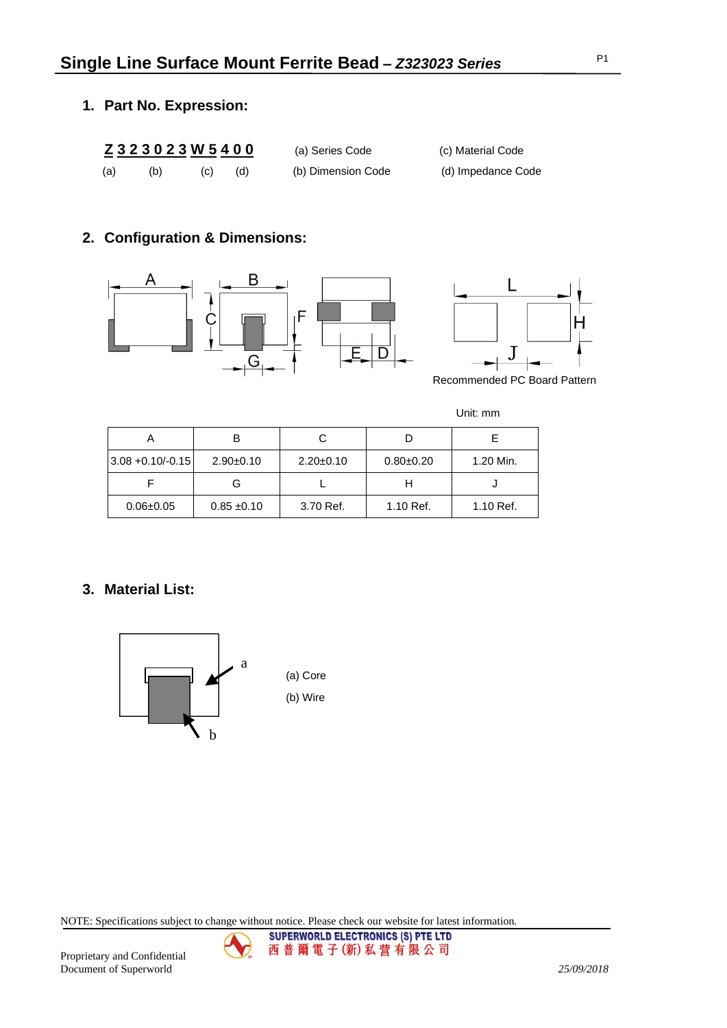# Single Line Surface Mount Ferrite Bead – *Z323023 Series*

## 1. Part No. Expression:

**Z 3 2 3 0 2 3 W 5 4 0 0**

(a) (b) (c) (d)

(a) Series Code
(b) Dimension Code
(c) Material Code
(d) Impedance Code

## 2. Configuration & Dimensions:

A
B
C
F
G
E
D
L
H
J

Recommended PC Board Pattern

Unit: mm

| A | B | C | D | E |
|---|---|---|---|---|
| 3.08 +0.10/-0.15 | 2.90±0.10 | 2.20±0.10 | 0.80±0.20 | 1.20 Min. |
| F | G | L | H | J |
| 0.06±0.05 | 0.85 ±0.10 | 3.70 Ref. | 1.10 Ref. | 1.10 Ref. |

## 3. Material List:

a
b

(a) Core
(b) Wire

NOTE: Specifications subject to change without notice. Please check our website for latest information.

SUPERWORLD ELECTRONICS (S) PTE LTD
西普爾電子(新)私營有限公司

Proprietary and Confidential
Document of Superworld

25/09/2018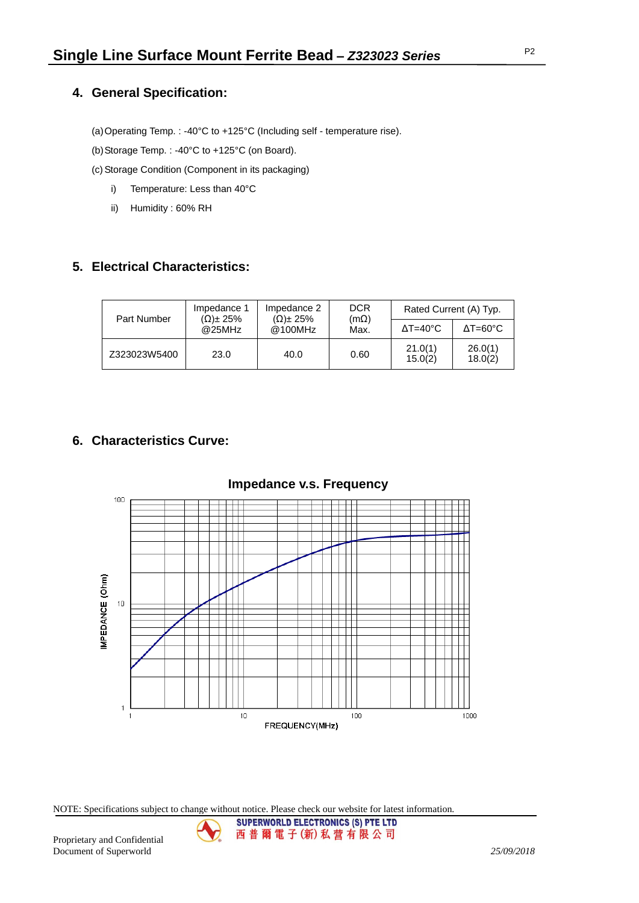## 4. General Specification:

(a) Operating Temp. : -40°C to +125°C (Including self - temperature rise).

(b) Storage Temp. : -40°C to +125°C (on Board).

(c) Storage Condition (Component in its packaging)

i) Temperature: Less than 40°C

ii) Humidity : 60% RH

## 5. Electrical Characteristics:

| Part Number | Impedance 1 (Ω)± 25% @25MHz | Impedance 2 (Ω)± 25% @100MHz | DCR (mΩ) Max. | Rated Current (A) Typ. | |
|---|---|---|---|---|---|
| | | | | ΔT=40°C | ΔT=60°C |
| Z323023W5400 | 23.0 | 40.0 | 0.60 | 21.0(1) 15.0(2) | 26.0(1) 18.0(2) |

## 6. Characteristics Curve:

Impedance v.s. Frequency

IMPEDANCE (Ohm)

100

10

1

1

10

100

1000

FREQUENCY(MHz)

NOTE: Specifications subject to change without notice. Please check our website for latest information.

SUPERWORLD ELECTRONICS (S) PTE LTD

西普爾電子(新)私營有限公司

Proprietary and Confidential
Document of Superworld

*25/09/2018*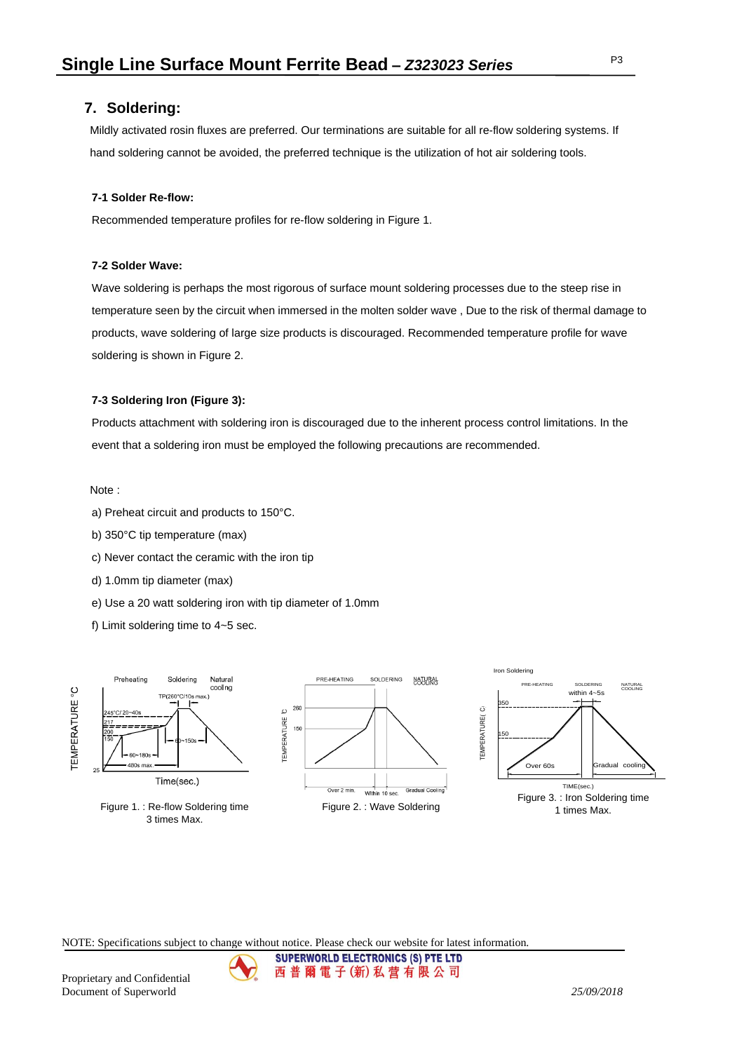## 7. Soldering:

Mildly activated rosin fluxes are preferred. Our terminations are suitable for all re-flow soldering systems. If hand soldering cannot be avoided, the preferred technique is the utilization of hot air soldering tools.

### 7-1 Solder Re-flow:

Recommended temperature profiles for re-flow soldering in Figure 1.

### 7-2 Solder Wave:

Wave soldering is perhaps the most rigorous of surface mount soldering processes due to the steep rise in temperature seen by the circuit when immersed in the molten solder wave , Due to the risk of thermal damage to products, wave soldering of large size products is discouraged. Recommended temperature profile for wave soldering is shown in Figure 2.

### 7-3 Soldering Iron (Figure 3):

Products attachment with soldering iron is discouraged due to the inherent process control limitations. In the event that a soldering iron must be employed the following precautions are recommended.

Note :

a) Preheat circuit and products to 150°C.

b) 350°C tip temperature (max)

c) Never contact the ceramic with the iron tip

d) 1.0mm tip diameter (max)

e) Use a 20 watt soldering iron with tip diameter of 1.0mm

f) Limit soldering time to 4~5 sec.

Figure 1. : Re-flow Soldering time 3 times Max.

Figure 2. : Wave Soldering

Figure 3. : Iron Soldering time 1 times Max.

NOTE: Specifications subject to change without notice. Please check our website for latest information.

Proprietary and Confidential Document of Superworld

SUPERWORLD ELECTRONICS (S) PTE LTD
西普爾電子(新)私營有限公司

25/09/2018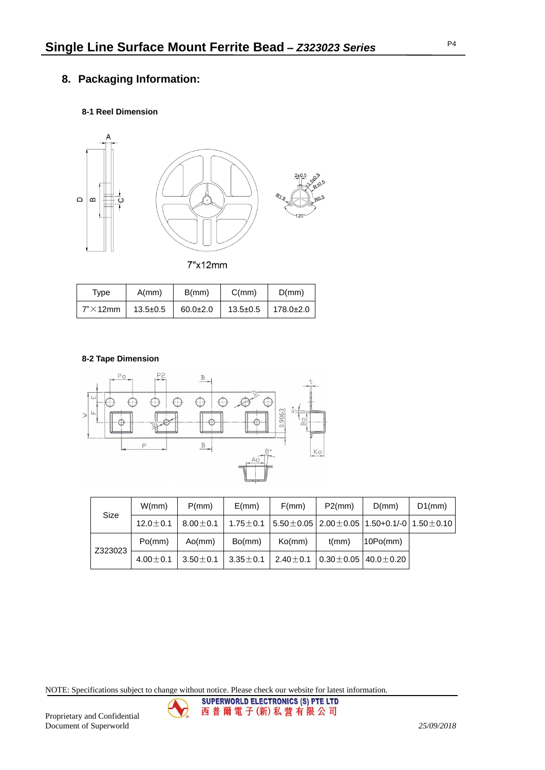## 8. Packaging Information:

### 8-1 Reel Dimension

7"x12mm

| Type | A(mm) | B(mm) | C(mm) | D(mm) |
|---|---|---|---|---|
| 7”×12mm | 13.5±0.5 | 60.0±2.0 | 13.5±0.5 | 178.0±2.0 |

### 8-2 Tape Dimension

| Size | W(mm) | P(mm) | E(mm) | F(mm) | P2(mm) | D(mm) | D1(mm) |
|---|---|---|---|---|---|---|---|
| | 12.0±0.1 | 8.00±0.1 | 1.75±0.1 | 5.50±0.05 | 2.00±0.05 | 1.50+0.1/-0 | 1.50±0.10 |
| Z323023 | Po(mm) | Ao(mm) | Bo(mm) | Ko(mm) | t(mm) | 10Po(mm) | |
| | 4.00±0.1 | 3.50±0.1 | 3.35±0.1 | 2.40±0.1 | 0.30±0.05 | 40.0±0.20 | |

NOTE: Specifications subject to change without notice. Please check our website for latest information.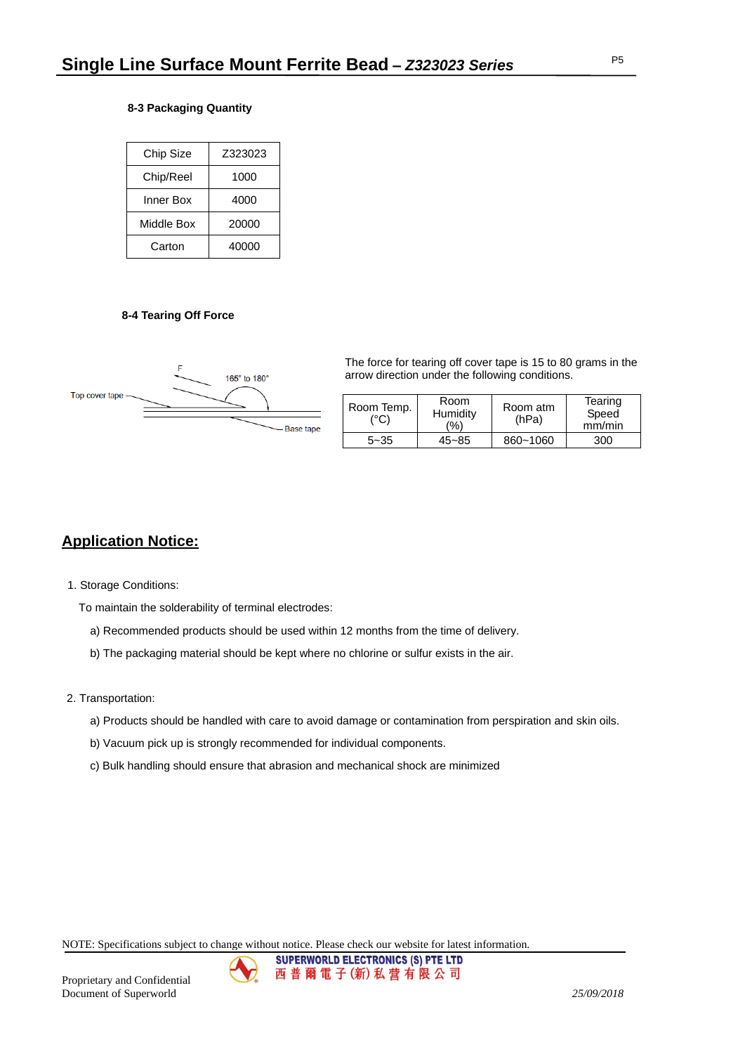#### 8-3 Packaging Quantity

| Chip Size | Z323023 |
|---|---|
| Chip/Reel | 1000 |
| Inner Box | 4000 |
| Middle Box | 20000 |
| Carton | 40000 |

#### 8-4 Tearing Off Force

F

165° to 180°

Top cover tape

Base tape

The force for tearing off cover tape is 15 to 80 grams in the arrow direction under the following conditions.

| Room Temp. (°C) | Room Humidity (%) | Room atm (hPa) | Tearing Speed mm/min |
|---|---|---|---|
| 5~35 | 45~85 | 860~1060 | 300 |

## Application Notice:

1. Storage Conditions:

   To maintain the solderability of terminal electrodes:

   a) Recommended products should be used within 12 months from the time of delivery.

   b) The packaging material should be kept where no chlorine or sulfur exists in the air.

2. Transportation:

   a) Products should be handled with care to avoid damage or contamination from perspiration and skin oils.

   b) Vacuum pick up is strongly recommended for individual components.

   c) Bulk handling should ensure that abrasion and mechanical shock are minimized

NOTE: Specifications subject to change without notice. Please check our website for latest information.